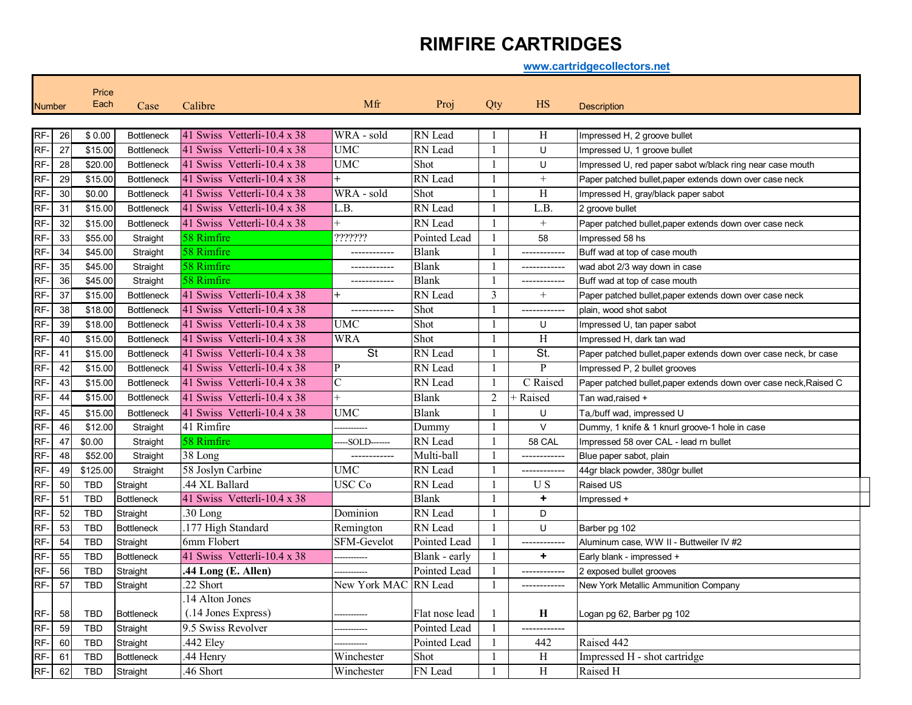# RIMFIRE CARTRIDGES

www.cartridgecollectors.net

| Number | | Price Each | Case | Calibre | Mfr | Proj | Qty | HS | Description |
|---|---|---|---|---|---|---|---|---|---|
| RF- | 26 | $ 0.00 | Bottleneck | 41 Swiss Vetterli-10.4 x 38 | WRA - sold | RN Lead | 1 | H | Impressed H, 2 groove bullet |
| RF- | 27 | $15.00 | Bottleneck | 41 Swiss Vetterli-10.4 x 38 | UMC | RN Lead | 1 | U | Impressed U, 1 groove bullet |
| RF- | 28 | $20.00 | Bottleneck | 41 Swiss Vetterli-10.4 x 38 | UMC | Shot | 1 | U | Impressed U, red paper sabot w/black ring near case mouth |
| RF- | 29 | $15.00 | Bottleneck | 41 Swiss Vetterli-10.4 x 38 | + | RN Lead | 1 | + | Paper patched bullet,paper extends down over case neck |
| RF- | 30 | $0.00 | Bottleneck | 41 Swiss Vetterli-10.4 x 38 | WRA - sold | Shot | 1 | H | Impressed H, gray/black paper sabot |
| RF- | 31 | $15.00 | Bottleneck | 41 Swiss Vetterli-10.4 x 38 | L.B. | RN Lead | 1 | L.B. | 2 groove bullet |
| RF- | 32 | $15.00 | Bottleneck | 41 Swiss Vetterli-10.4 x 38 | + | RN Lead | 1 | + | Paper patched bullet,paper extends down over case neck |
| RF- | 33 | $55.00 | Straight | 58 Rimfire | ??????? | Pointed Lead | 1 | 58 | Impressed 58 hs |
| RF- | 34 | $45.00 | Straight | 58 Rimfire | ------------ | Blank | 1 | ------------ | Buff wad at top of case mouth |
| RF- | 35 | $45.00 | Straight | 58 Rimfire | ------------ | Blank | 1 | ------------ | wad abot 2/3 way down in case |
| RF- | 36 | $45.00 | Straight | 58 Rimfire | ------------ | Blank | 1 | ------------ | Buff wad at top of case mouth |
| RF- | 37 | $15.00 | Bottleneck | 41 Swiss Vetterli-10.4 x 38 | + | RN Lead | 3 | + | Paper patched bullet,paper extends down over case neck |
| RF- | 38 | $18.00 | Bottleneck | 41 Swiss Vetterli-10.4 x 38 | ------------ | Shot | 1 | ------------ | plain, wood shot sabot |
| RF- | 39 | $18.00 | Bottleneck | 41 Swiss Vetterli-10.4 x 38 | UMC | Shot | 1 | U | Impressed U, tan paper sabot |
| RF- | 40 | $15.00 | Bottleneck | 41 Swiss Vetterli-10.4 x 38 | WRA | Shot | 1 | H | Impressed H, dark tan wad |
| RF- | 41 | $15.00 | Bottleneck | 41 Swiss Vetterli-10.4 x 38 | St | RN Lead | 1 | St. | Paper patched bullet,paper extends down over case neck, br case |
| RF- | 42 | $15.00 | Bottleneck | 41 Swiss Vetterli-10.4 x 38 | P | RN Lead | 1 | P | Impressed P, 2 bullet grooves |
| RF- | 43 | $15.00 | Bottleneck | 41 Swiss Vetterli-10.4 x 38 | C | RN Lead | 1 | C Raised | Paper patched bullet,paper extends down over case neck,Raised C |
| RF- | 44 | $15.00 | Bottleneck | 41 Swiss Vetterli-10.4 x 38 | + | Blank | 2 | + Raised | Tan wad,raised + |
| RF- | 45 | $15.00 | Bottleneck | 41 Swiss Vetterli-10.4 x 38 | UMC | Blank | 1 | U | Ta,/buff wad, impressed U |
| RF- | 46 | $12.00 | Straight | 41 Rimfire | ------------ | Dummy | 1 | V | Dummy, 1 knife & 1 knurl groove-1 hole in case |
| RF- | 47 | $0.00 | Straight | 58 Rimfire | -----SOLD------- | RN Lead | 1 | 58 CAL | Impressed 58 over CAL - lead rn bullet |
| RF- | 48 | $52.00 | Straight | 38 Long | ------------ | Multi-ball | 1 | ------------ | Blue paper sabot, plain |
| RF- | 49 | $125.00 | Straight | 58 Joslyn Carbine | UMC | RN Lead | 1 | ------------ | 44gr black powder, 380gr bullet |
| RF- | 50 | TBD | Straight | .44 XL Ballard | USC Co | RN Lead | 1 | U S | Raised US |
| RF- | 51 | TBD | Bottleneck | 41 Swiss Vetterli-10.4 x 38 | | Blank | 1 | **+** | Impressed + |
| RF- | 52 | TBD | Straight | .30 Long | Dominion | RN Lead | 1 | D | |
| RF- | 53 | TBD | Bottleneck | .177 High Standard | Remington | RN Lead | 1 | U | Barber pg 102 |
| RF- | 54 | TBD | Straight | 6mm Flobert | SFM-Gevelot | Pointed Lead | 1 | ------------ | Aluminum case, WW II - Buttweiler IV #2 |
| RF- | 55 | TBD | Bottleneck | 41 Swiss Vetterli-10.4 x 38 | ------------ | Blank - early | 1 | **+** | Early blank - impressed + |
| RF- | 56 | TBD | Straight | **.44 Long (E. Allen)** | ------------ | Pointed Lead | 1 | ------------ | 2 exposed bullet grooves |
| RF- | 57 | TBD | Straight | .22 Short | New York MAC | RN Lead | 1 | ------------ | New York Metallic Ammunition Company |
| RF- | 58 | TBD | Bottleneck | .14 Alton Jones (.14 Jones Express) | ------------ | Flat nose lead | 1 | **H** | Logan pg 62, Barber pg 102 |
| RF- | 59 | TBD | Straight | 9.5 Swiss Revolver | ------------ | Pointed Lead | 1 | ------------ | |
| RF- | 60 | TBD | Straight | .442 Eley | ------------ | Pointed Lead | 1 | 442 | Raised 442 |
| RF- | 61 | TBD | Bottleneck | .44 Henry | Winchester | Shot | 1 | H | Impressed H - shot cartridge |
| RF- | 62 | TBD | Straight | .46 Short | Winchester | FN Lead | 1 | H | Raised H |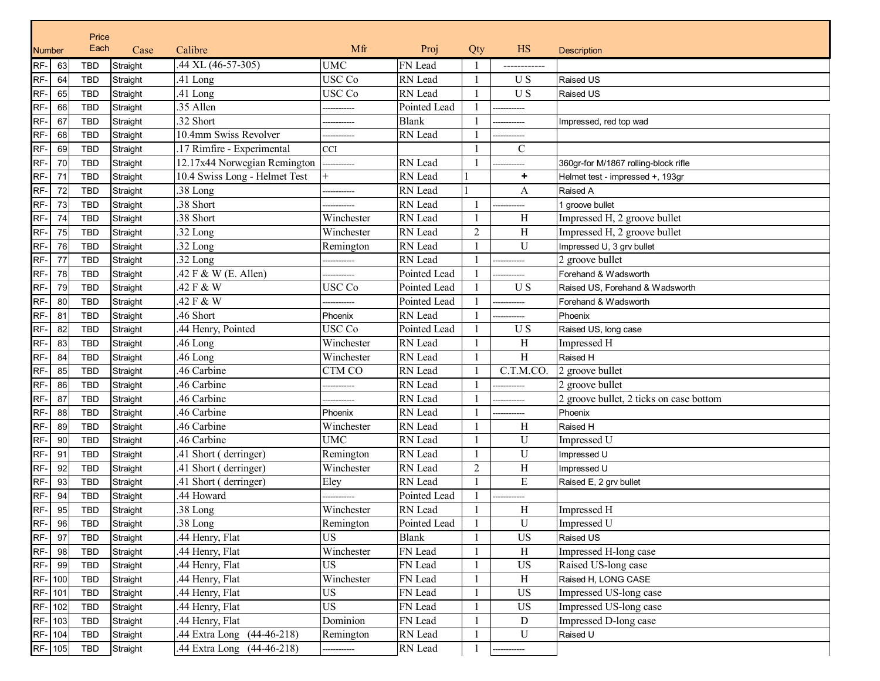| Number | | Price Each | Case | Calibre | Mfr | Proj | Qty | HS | Description |
|---|---|---|---|---|---|---|---|---|---|
| RF- | 63 | TBD | Straight | .44 XL (46-57-305) | UMC | FN Lead | 1 | ------------ | |
| RF- | 64 | TBD | Straight | .41 Long | USC Co | RN Lead | 1 | U S | Raised US |
| RF- | 65 | TBD | Straight | .41 Long | USC Co | RN Lead | 1 | U S | Raised US |
| RF- | 66 | TBD | Straight | .35 Allen | ------------ | Pointed Lead | 1 | ------------ | |
| RF- | 67 | TBD | Straight | .32 Short | ------------ | Blank | 1 | ------------ | Impressed, red top wad |
| RF- | 68 | TBD | Straight | 10.4mm Swiss Revolver | ------------ | RN Lead | 1 | ------------ | |
| RF- | 69 | TBD | Straight | .17 Rimfire - Experimental | CCI | | 1 | C | |
| RF- | 70 | TBD | Straight | 12.17x44 Norwegian Remington | ------------ | RN Lead | 1 | ------------ | 360gr-for M/1867 rolling-block rifle |
| RF- | 71 | TBD | Straight | 10.4 Swiss Long - Helmet Test | + | RN Lead | 1 | + | Helmet test - impressed +, 193gr |
| RF- | 72 | TBD | Straight | .38 Long | ------------ | RN Lead | 1 | A | Raised A |
| RF- | 73 | TBD | Straight | .38 Short | ------------ | RN Lead | 1 | ------------ | 1 groove bullet |
| RF- | 74 | TBD | Straight | .38 Short | Winchester | RN Lead | 1 | H | Impressed H, 2 groove bullet |
| RF- | 75 | TBD | Straight | .32 Long | Winchester | RN Lead | 2 | H | Impressed H, 2 groove bullet |
| RF- | 76 | TBD | Straight | .32 Long | Remington | RN Lead | 1 | U | Impressed U, 3 grv bullet |
| RF- | 77 | TBD | Straight | .32 Long | ------------ | RN Lead | 1 | ------------ | 2 groove bullet |
| RF- | 78 | TBD | Straight | .42 F & W (E. Allen) | ------------ | Pointed Lead | 1 | ------------ | Forehand & Wadsworth |
| RF- | 79 | TBD | Straight | .42 F & W | USC Co | Pointed Lead | 1 | U S | Raised US, Forehand & Wadsworth |
| RF- | 80 | TBD | Straight | .42 F & W | ------------ | Pointed Lead | 1 | ------------ | Forehand & Wadsworth |
| RF- | 81 | TBD | Straight | .46 Short | Phoenix | RN Lead | 1 | ------------ | Phoenix |
| RF- | 82 | TBD | Straight | .44 Henry, Pointed | USC Co | Pointed Lead | 1 | U S | Raised US, long case |
| RF- | 83 | TBD | Straight | .46 Long | Winchester | RN Lead | 1 | H | Impressed H |
| RF- | 84 | TBD | Straight | .46 Long | Winchester | RN Lead | 1 | H | Raised H |
| RF- | 85 | TBD | Straight | .46 Carbine | CTM CO | RN Lead | 1 | C.T.M.CO. | 2 groove bullet |
| RF- | 86 | TBD | Straight | .46 Carbine | ------------ | RN Lead | 1 | ------------ | 2 groove bullet |
| RF- | 87 | TBD | Straight | .46 Carbine | ------------ | RN Lead | 1 | ------------ | 2 groove bullet, 2 ticks on case bottom |
| RF- | 88 | TBD | Straight | .46 Carbine | Phoenix | RN Lead | 1 | ------------ | Phoenix |
| RF- | 89 | TBD | Straight | .46 Carbine | Winchester | RN Lead | 1 | H | Raised H |
| RF- | 90 | TBD | Straight | .46 Carbine | UMC | RN Lead | 1 | U | Impressed U |
| RF- | 91 | TBD | Straight | .41 Short ( derringer) | Remington | RN Lead | 1 | U | Impressed U |
| RF- | 92 | TBD | Straight | .41 Short ( derringer) | Winchester | RN Lead | 2 | H | Impressed U |
| RF- | 93 | TBD | Straight | .41 Short ( derringer) | Eley | RN Lead | 1 | E | Raised E, 2 grv bullet |
| RF- | 94 | TBD | Straight | .44 Howard | ------------ | Pointed Lead | 1 | ------------ | |
| RF- | 95 | TBD | Straight | .38 Long | Winchester | RN Lead | 1 | H | Impressed H |
| RF- | 96 | TBD | Straight | .38 Long | Remington | Pointed Lead | 1 | U | Impressed U |
| RF- | 97 | TBD | Straight | .44 Henry, Flat | US | Blank | 1 | US | Raised US |
| RF- | 98 | TBD | Straight | .44 Henry, Flat | Winchester | FN Lead | 1 | H | Impressed H-long case |
| RF- | 99 | TBD | Straight | .44 Henry, Flat | US | FN Lead | 1 | US | Raised US-long case |
| RF- | 100 | TBD | Straight | .44 Henry, Flat | Winchester | FN Lead | 1 | H | Raised H, LONG CASE |
| RF- | 101 | TBD | Straight | .44 Henry, Flat | US | FN Lead | 1 | US | Impressed US-long case |
| RF- | 102 | TBD | Straight | .44 Henry, Flat | US | FN Lead | 1 | US | Impressed US-long case |
| RF- | 103 | TBD | Straight | .44 Henry, Flat | Dominion | FN Lead | 1 | D | Impressed D-long case |
| RF- | 104 | TBD | Straight | .44 Extra Long (44-46-218) | Remington | RN Lead | 1 | U | Raised U |
| RF- | 105 | TBD | Straight | .44 Extra Long (44-46-218) | ------------ | RN Lead | 1 | ------------ | |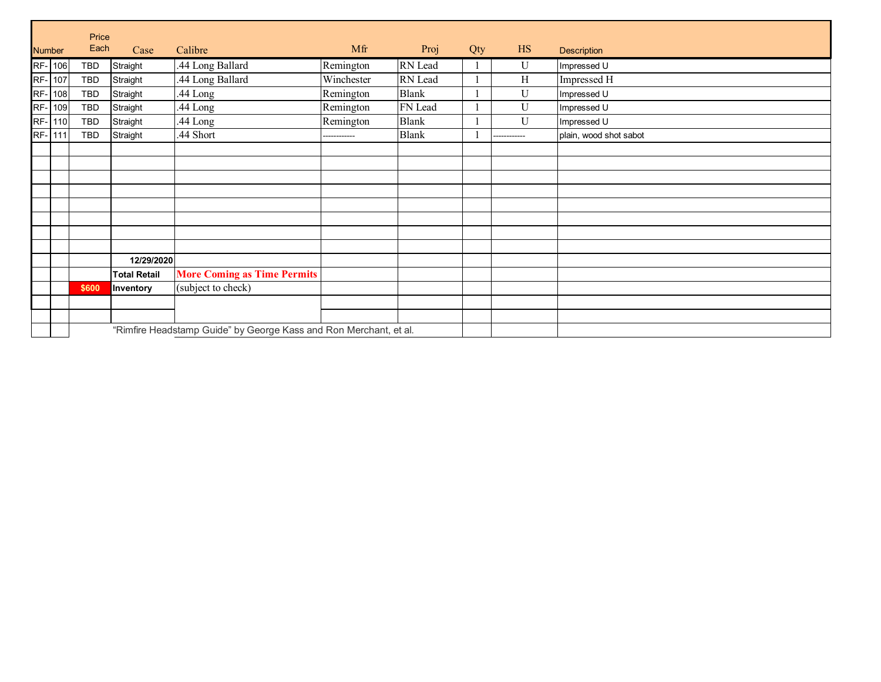| Number | | Price Each | Case | Calibre | Mfr | Proj | Qty | HS | Description |
|---|---|---|---|---|---|---|---|---|---|
| RF- | 106 | TBD | Straight | .44 Long Ballard | Remington | RN Lead | 1 | U | Impressed U |
| RF- | 107 | TBD | Straight | .44 Long Ballard | Winchester | RN Lead | 1 | H | Impressed H |
| RF- | 108 | TBD | Straight | .44 Long | Remington | Blank | 1 | U | Impressed U |
| RF- | 109 | TBD | Straight | .44 Long | Remington | FN Lead | 1 | U | Impressed U |
| RF- | 110 | TBD | Straight | .44 Long | Remington | Blank | 1 | U | Impressed U |
| RF- | 111 | TBD | Straight | .44 Short | ------------ | Blank | 1 | ------------ | plain, wood shot sabot |
| | | | **12/29/2020** | | | | | | |
| | | | **Total Retail** | **More Coming as Time Permits** | | | | | |
| | | **$600** | **Inventory** | (subject to check) | | | | | |

"Rimfire Headstamp Guide" by George Kass and Ron Merchant, et al.